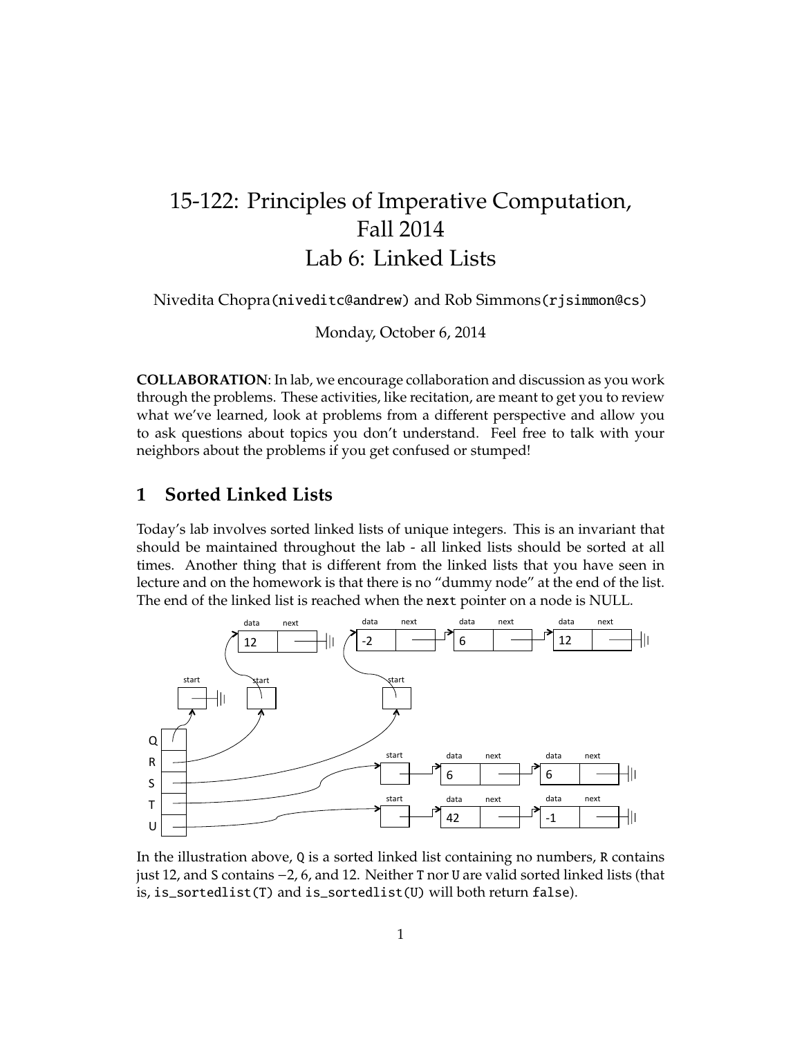# 15-122: Principles of Imperative Computation, Fall 2014
# Lab 6: Linked Lists

Nivedita Chopra(niveditc@andrew) and Rob Simmons(rjsimmon@cs)

Monday, October 6, 2014

**COLLABORATION**: In lab, we encourage collaboration and discussion as you work through the problems. These activities, like recitation, are meant to get you to review what we've learned, look at problems from a different perspective and allow you to ask questions about topics you don't understand. Feel free to talk with your neighbors about the problems if you get confused or stumped!

## 1 Sorted Linked Lists

Today's lab involves sorted linked lists of unique integers. This is an invariant that should be maintained throughout the lab - all linked lists should be sorted at all times. Another thing that is different from the linked lists that you have seen in lecture and on the homework is that there is no "dummy node" at the end of the list. The end of the linked list is reached when the next pointer on a node is NULL.

In the illustration above, Q is a sorted linked list containing no numbers, R contains just 12, and S contains −2, 6, and 12. Neither T nor U are valid sorted linked lists (that is, is_sortedlist(T) and is_sortedlist(U) will both return false).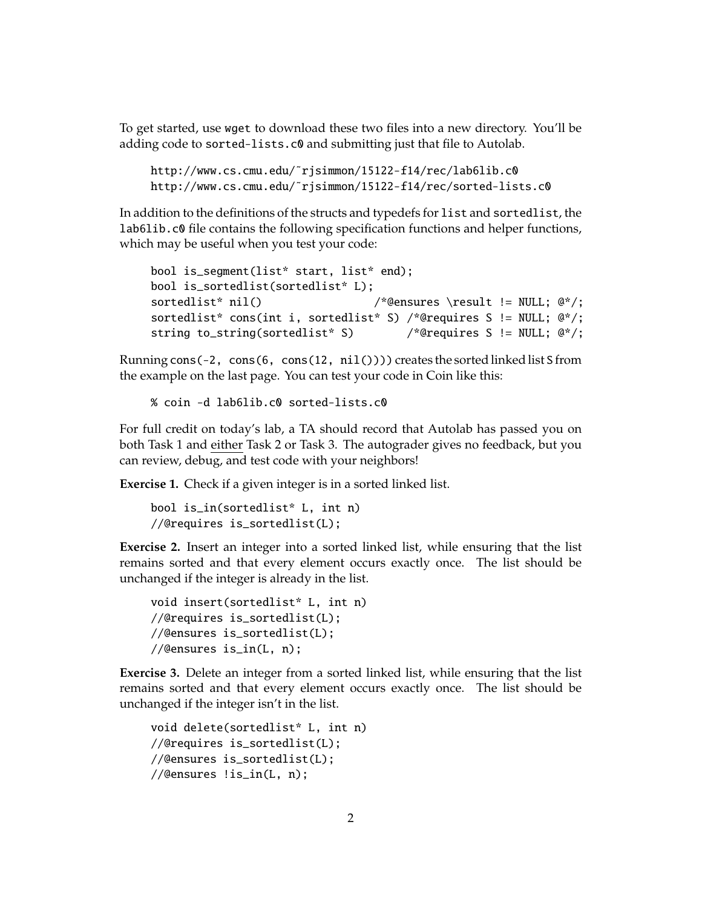To get started, use wget to download these two files into a new directory. You'll be adding code to sorted-lists.c0 and submitting just that file to Autolab.

```
http://www.cs.cmu.edu/~rjsimmon/15122-f14/rec/lab6lib.c0
http://www.cs.cmu.edu/~rjsimmon/15122-f14/rec/sorted-lists.c0
```

In addition to the definitions of the structs and typedefs for list and sortedlist, the lab6lib.c0 file contains the following specification functions and helper functions, which may be useful when you test your code:

```
bool is_segment(list* start, list* end);
bool is_sortedlist(sortedlist* L);
sortedlist* nil()                 /*@ensures \result != NULL; @*/;
sortedlist* cons(int i, sortedlist* S) /*@requires S != NULL; @*/;
string to_string(sortedlist* S)        /*@requires S != NULL; @*/;
```

Running cons(-2, cons(6, cons(12, nil()))) creates the sorted linked list S from the example on the last page. You can test your code in Coin like this:

```
% coin -d lab6lib.c0 sorted-lists.c0
```

For full credit on today's lab, a TA should record that Autolab has passed you on both Task 1 and either Task 2 or Task 3. The autograder gives no feedback, but you can review, debug, and test code with your neighbors!

**Exercise 1.** Check if a given integer is in a sorted linked list.

```
bool is_in(sortedlist* L, int n)
//@requires is_sortedlist(L);
```

**Exercise 2.** Insert an integer into a sorted linked list, while ensuring that the list remains sorted and that every element occurs exactly once. The list should be unchanged if the integer is already in the list.

```
void insert(sortedlist* L, int n)
//@requires is_sortedlist(L);
//@ensures is_sortedlist(L);
//@ensures is_in(L, n);
```

**Exercise 3.** Delete an integer from a sorted linked list, while ensuring that the list remains sorted and that every element occurs exactly once. The list should be unchanged if the integer isn't in the list.

```
void delete(sortedlist* L, int n)
//@requires is_sortedlist(L);
//@ensures is_sortedlist(L);
//@ensures !is_in(L, n);
```